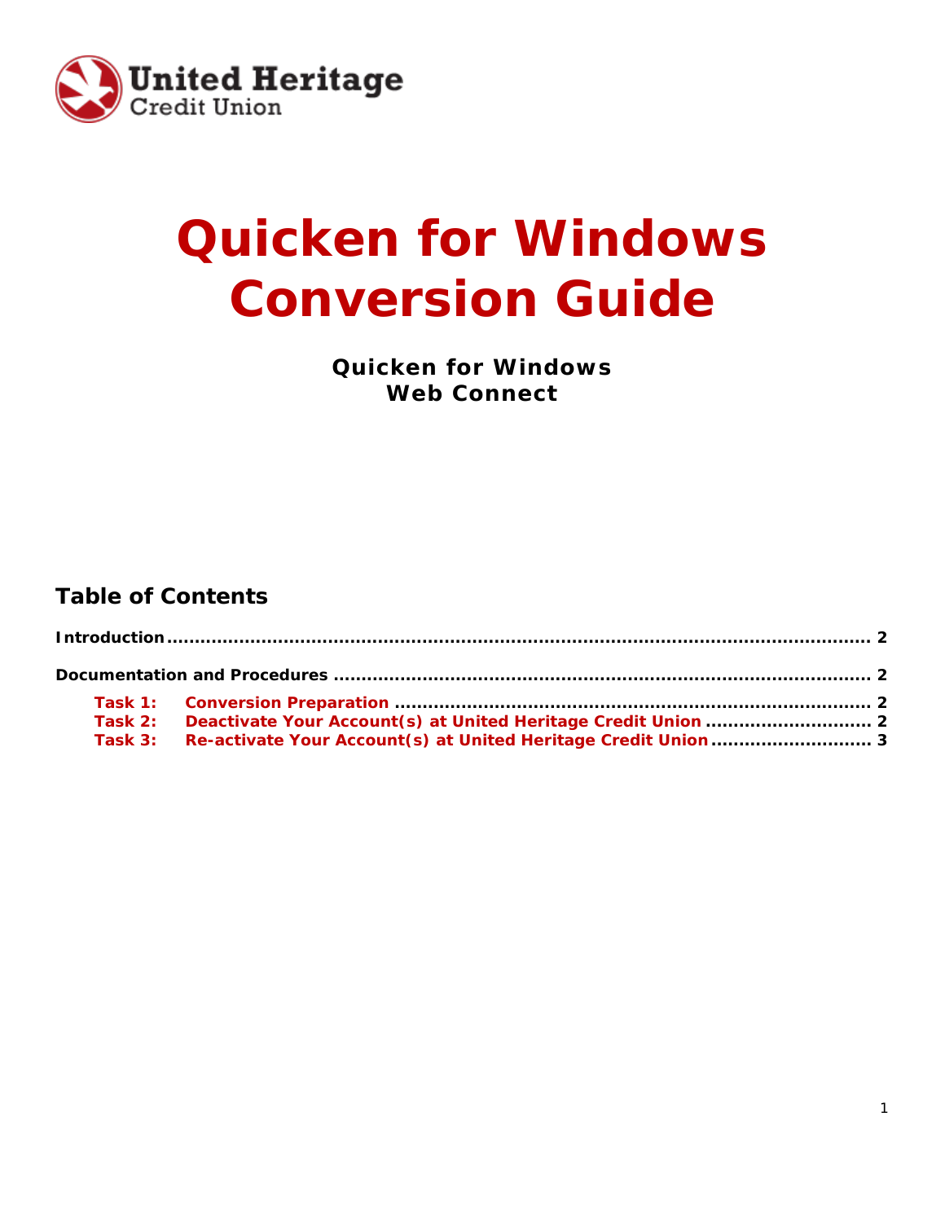United Heritage Credit Union

# Quicken for Windows Conversion Guide

**Quicken for Windows**
**Web Connect**

## Table of Contents

**Introduction** ............................................................. 2

**Documentation and Procedures** ............................................................. 2

- **Task 1: Conversion Preparation** ............................................................. 2
- **Task 2: Deactivate Your Account(s) at United Heritage Credit Union** ............................................................. 2
- **Task 3: Re-activate Your Account(s) at United Heritage Credit Union** ............................................................. 3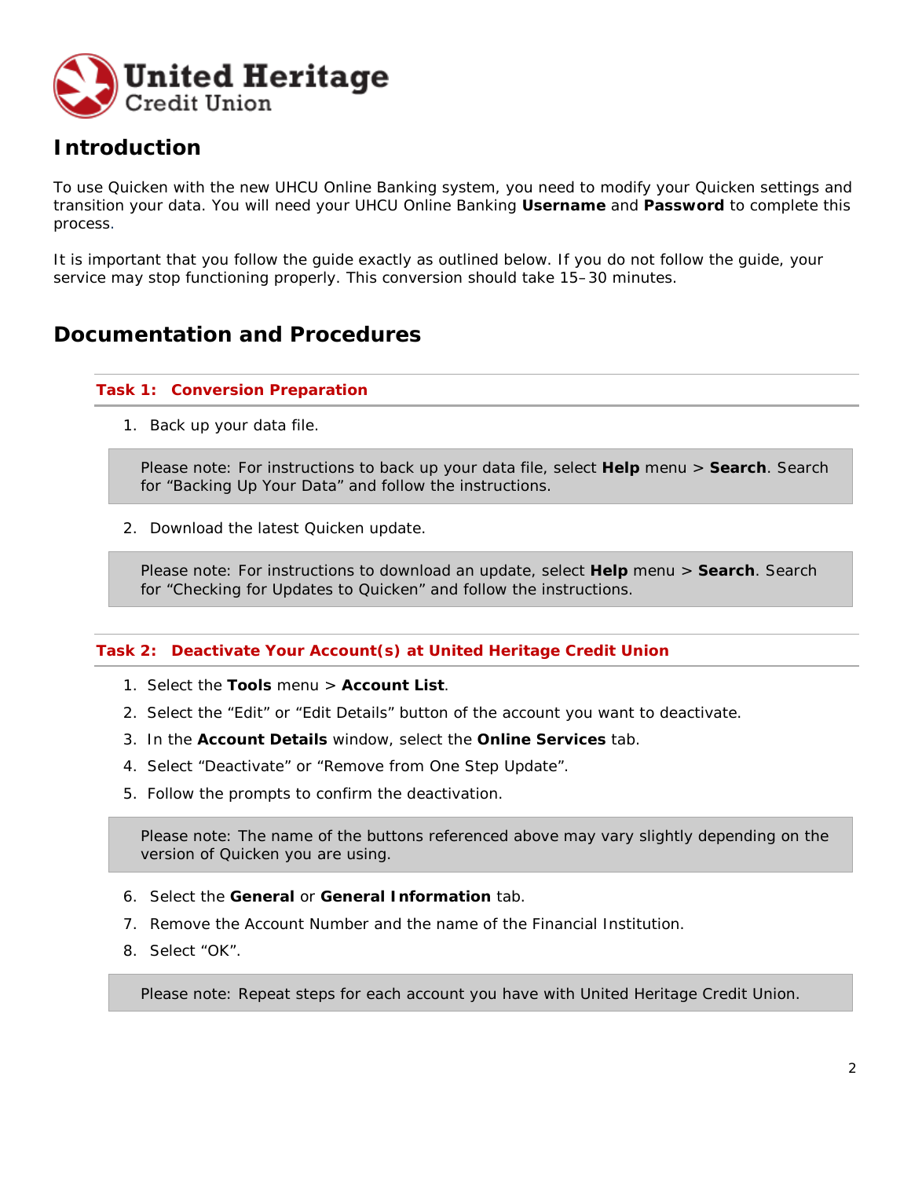United Heritage Credit Union

## Introduction

To use Quicken with the new UHCU Online Banking system, you need to modify your Quicken settings and transition your data. You will need your UHCU Online Banking **Username** and **Password** to complete this process.

It is important that you follow the guide exactly as outlined below. If you do not follow the guide, your service may stop functioning properly. This conversion should take 15–30 minutes.

## Documentation and Procedures

### Task 1: Conversion Preparation

1. Back up your data file.

> Please note: For instructions to back up your data file, select **Help** menu > **Search**. Search for “Backing Up Your Data” and follow the instructions.

2. Download the latest Quicken update.

> Please note: For instructions to download an update, select **Help** menu > **Search**. Search for “Checking for Updates to Quicken” and follow the instructions.

### Task 2: Deactivate Your Account(s) at United Heritage Credit Union

1. Select the **Tools** menu > **Account List**.
2. Select the “Edit” or “Edit Details” button of the account you want to deactivate.
3. In the **Account Details** window, select the **Online Services** tab.
4. Select “Deactivate” or “Remove from One Step Update”.
5. Follow the prompts to confirm the deactivation.

> Please note: The name of the buttons referenced above may vary slightly depending on the version of Quicken you are using.

6. Select the **General** or **General Information** tab.
7. Remove the Account Number and the name of the Financial Institution.
8. Select “OK”.

> Please note: Repeat steps for each account you have with United Heritage Credit Union.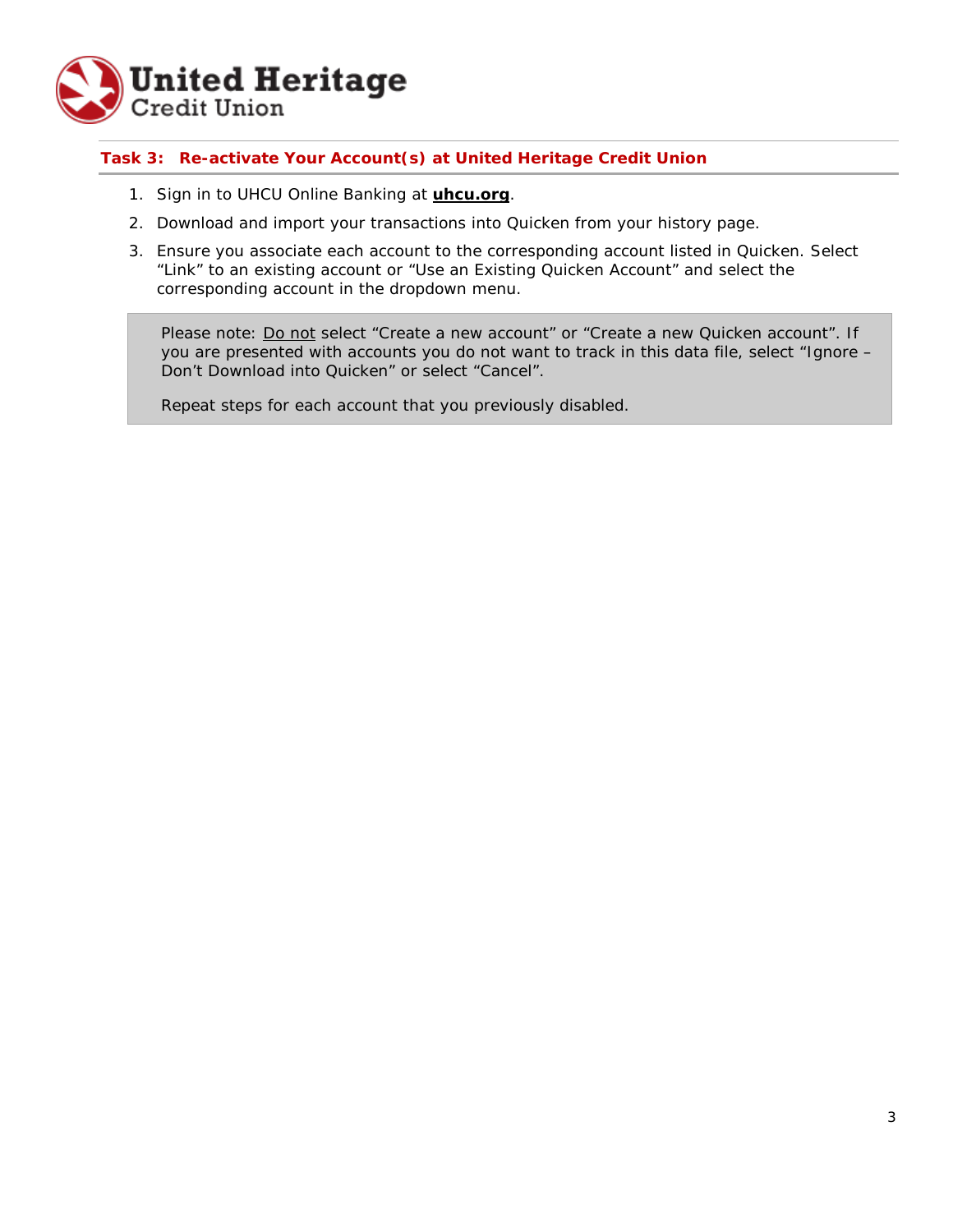**United Heritage**
Credit Union

## Task 3: Re-activate Your Account(s) at United Heritage Credit Union

1. Sign in to UHCU Online Banking at **uhcu.org**.
2. Download and import your transactions into Quicken from your history page.
3. Ensure you associate each account to the corresponding account listed in Quicken. Select "Link" to an existing account or "Use an Existing Quicken Account" and select the corresponding account in the dropdown menu.

> Please note: Do not select "Create a new account" or "Create a new Quicken account". If you are presented with accounts you do not want to track in this data file, select "Ignore – Don't Download into Quicken" or select "Cancel".
>
> Repeat steps for each account that you previously disabled.